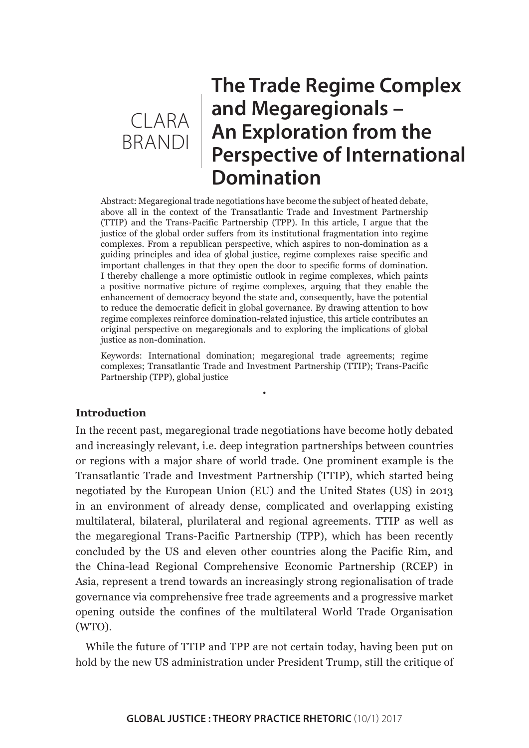CLARA BRANDI

# The Trade Regime Complex and Megaregionals – An Exploration from the Perspective of International Domination

Abstract: Megaregional trade negotiations have become the subject of heated debate, above all in the context of the Transatlantic Trade and Investment Partnership (TTIP) and the Trans-Pacific Partnership (TPP). In this article, I argue that the justice of the global order suffers from its institutional fragmentation into regime complexes. From a republican perspective, which aspires to non-domination as a guiding principles and idea of global justice, regime complexes raise specific and important challenges in that they open the door to specific forms of domination. I thereby challenge a more optimistic outlook in regime complexes, which paints a positive normative picture of regime complexes, arguing that they enable the enhancement of democracy beyond the state and, consequently, have the potential to reduce the democratic deficit in global governance. By drawing attention to how regime complexes reinforce domination-related injustice, this article contributes an original perspective on megaregionals and to exploring the implications of global justice as non-domination.

Keywords: International domination; megaregional trade agreements; regime complexes; Transatlantic Trade and Investment Partnership (TTIP); Trans-Pacific Partnership (TPP), global justice

•

**Introduction**

In the recent past, megaregional trade negotiations have become hotly debated and increasingly relevant, i.e. deep integration partnerships between countries or regions with a major share of world trade. One prominent example is the Transatlantic Trade and Investment Partnership (TTIP), which started being negotiated by the European Union (EU) and the United States (US) in 2013 in an environment of already dense, complicated and overlapping existing multilateral, bilateral, plurilateral and regional agreements. TTIP as well as the megaregional Trans-Pacific Partnership (TPP), which has been recently concluded by the US and eleven other countries along the Pacific Rim, and the China-lead Regional Comprehensive Economic Partnership (RCEP) in Asia, represent a trend towards an increasingly strong regionalisation of trade governance via comprehensive free trade agreements and a progressive market opening outside the confines of the multilateral World Trade Organisation (WTO).

While the future of TTIP and TPP are not certain today, having been put on hold by the new US administration under President Trump, still the critique of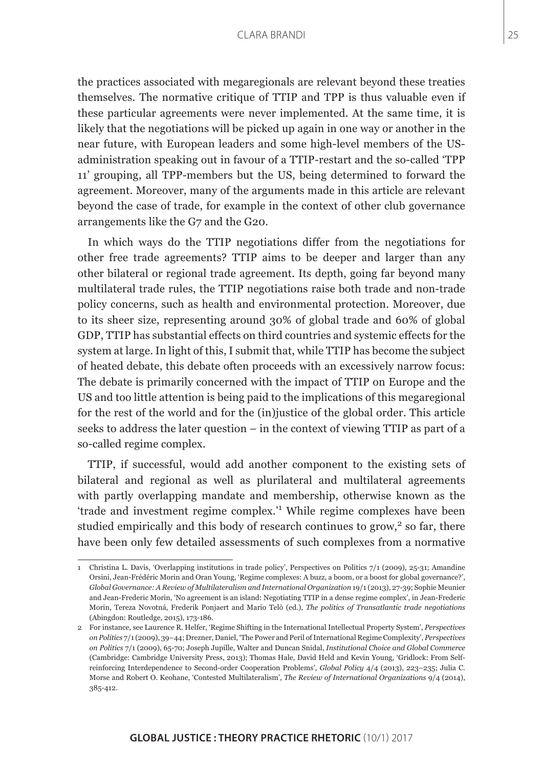the practices associated with megaregionals are relevant beyond these treaties themselves. The normative critique of TTIP and TPP is thus valuable even if these particular agreements were never implemented. At the same time, it is likely that the negotiations will be picked up again in one way or another in the near future, with European leaders and some high-level members of the US-administration speaking out in favour of a TTIP-restart and the so-called 'TPP 11' grouping, all TPP-members but the US, being determined to forward the agreement. Moreover, many of the arguments made in this article are relevant beyond the case of trade, for example in the context of other club governance arrangements like the G7 and the G20.

In which ways do the TTIP negotiations differ from the negotiations for other free trade agreements? TTIP aims to be deeper and larger than any other bilateral or regional trade agreement. Its depth, going far beyond many multilateral trade rules, the TTIP negotiations raise both trade and non-trade policy concerns, such as health and environmental protection. Moreover, due to its sheer size, representing around 30% of global trade and 60% of global GDP, TTIP has substantial effects on third countries and systemic effects for the system at large. In light of this, I submit that, while TTIP has become the subject of heated debate, this debate often proceeds with an excessively narrow focus: The debate is primarily concerned with the impact of TTIP on Europe and the US and too little attention is being paid to the implications of this megaregional for the rest of the world and for the (in)justice of the global order. This article seeks to address the later question – in the context of viewing TTIP as part of a so-called regime complex.

TTIP, if successful, would add another component to the existing sets of bilateral and regional as well as plurilateral and multilateral agreements with partly overlapping mandate and membership, otherwise known as the 'trade and investment regime complex.'[1] While regime complexes have been studied empirically and this body of research continues to grow,[2] so far, there have been only few detailed assessments of such complexes from a normative

---

1 Christina L. Davis, 'Overlapping institutions in trade policy', Perspectives on Politics 7/1 (2009), 25-31; Amandine Orsini, Jean-Frédéric Morin and Oran Young, 'Regime complexes: A buzz, a boom, or a boost for global governance?', *Global Governance: A Review of Multilateralism and International Organization* 19/1 (2013), 27-39; Sophie Meunier and Jean-Frederic Morin, 'No agreement is an island: Negotiating TTIP in a dense regime complex', in Jean-Frederic Morin, Tereza Novotná, Frederik Ponjaert and Mario Telò (ed.), *The politics of Transatlantic trade negotiations* (Abingdon: Routledge, 2015), 173-186.

2 For instance, see Laurence R. Helfer, 'Regime Shifting in the International Intellectual Property System', *Perspectives on Politics* 7/1 (2009), 39–44; Drezner, Daniel, 'The Power and Peril of International Regime Complexity', *Perspectives on Politics* 7/1 (2009), 65-70; Joseph Jupille, Walter and Duncan Snidal, *Institutional Choice and Global Commerce* (Cambridge: Cambridge University Press, 2013); Thomas Hale, David Held and Kevin Young, 'Gridlock: From Self-reinforcing Interdependence to Second-order Cooperation Problems', *Global Policy* 4/4 (2013), 223–235; Julia C. Morse and Robert O. Keohane, 'Contested Multilateralism', *The Review of International Organizations* 9/4 (2014), 385-412.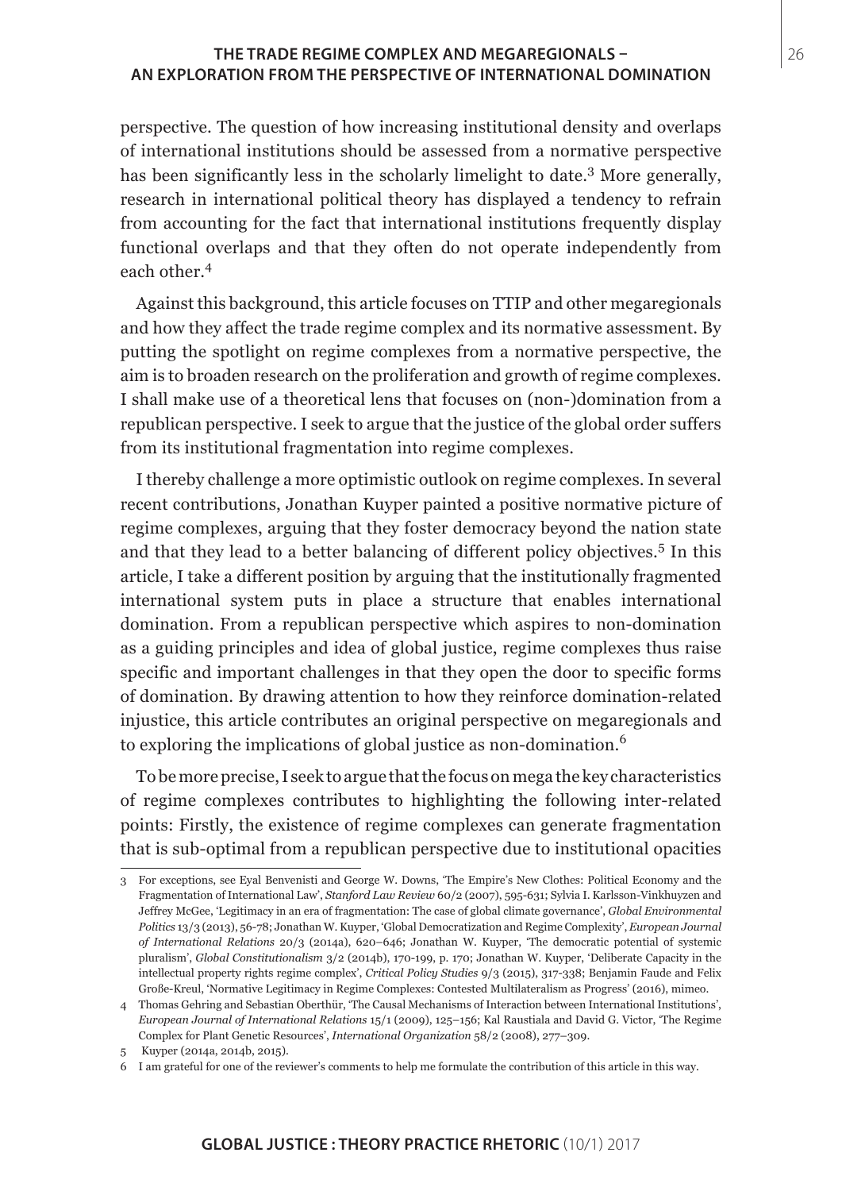perspective. The question of how increasing institutional density and overlaps of international institutions should be assessed from a normative perspective has been significantly less in the scholarly limelight to date.[3] More generally, research in international political theory has displayed a tendency to refrain from accounting for the fact that international institutions frequently display functional overlaps and that they often do not operate independently from each other.[4]

Against this background, this article focuses on TTIP and other megaregionals and how they affect the trade regime complex and its normative assessment. By putting the spotlight on regime complexes from a normative perspective, the aim is to broaden research on the proliferation and growth of regime complexes. I shall make use of a theoretical lens that focuses on (non-)domination from a republican perspective. I seek to argue that the justice of the global order suffers from its institutional fragmentation into regime complexes.

I thereby challenge a more optimistic outlook on regime complexes. In several recent contributions, Jonathan Kuyper painted a positive normative picture of regime complexes, arguing that they foster democracy beyond the nation state and that they lead to a better balancing of different policy objectives.[5] In this article, I take a different position by arguing that the institutionally fragmented international system puts in place a structure that enables international domination. From a republican perspective which aspires to non-domination as a guiding principles and idea of global justice, regime complexes thus raise specific and important challenges in that they open the door to specific forms of domination. By drawing attention to how they reinforce domination-related injustice, this article contributes an original perspective on megaregionals and to exploring the implications of global justice as non-domination.[6]

To be more precise, I seek to argue that the focus on mega the key characteristics of regime complexes contributes to highlighting the following inter-related points: Firstly, the existence of regime complexes can generate fragmentation that is sub-optimal from a republican perspective due to institutional opacities

---

3 For exceptions, see Eyal Benvenisti and George W. Downs, 'The Empire's New Clothes: Political Economy and the Fragmentation of International Law', *Stanford Law Review* 60/2 (2007), 595-631; Sylvia I. Karlsson-Vinkhuyzen and Jeffrey McGee, 'Legitimacy in an era of fragmentation: The case of global climate governance', *Global Environmental Politics* 13/3 (2013), 56-78; Jonathan W. Kuyper, 'Global Democratization and Regime Complexity', *European Journal of International Relations* 20/3 (2014a), 620–646; Jonathan W. Kuyper, 'The democratic potential of systemic pluralism', *Global Constitutionalism* 3/2 (2014b), 170-199, p. 170; Jonathan W. Kuyper, 'Deliberate Capacity in the intellectual property rights regime complex', *Critical Policy Studies* 9/3 (2015), 317-338; Benjamin Faude and Felix Große-Kreul, 'Normative Legitimacy in Regime Complexes: Contested Multilateralism as Progress' (2016), mimeo.

4 Thomas Gehring and Sebastian Oberthür, 'The Causal Mechanisms of Interaction between International Institutions', *European Journal of International Relations* 15/1 (2009), 125–156; Kal Raustiala and David G. Victor, 'The Regime Complex for Plant Genetic Resources', *International Organization* 58/2 (2008), 277–309.

5 Kuyper (2014a, 2014b, 2015).

6 I am grateful for one of the reviewer's comments to help me formulate the contribution of this article in this way.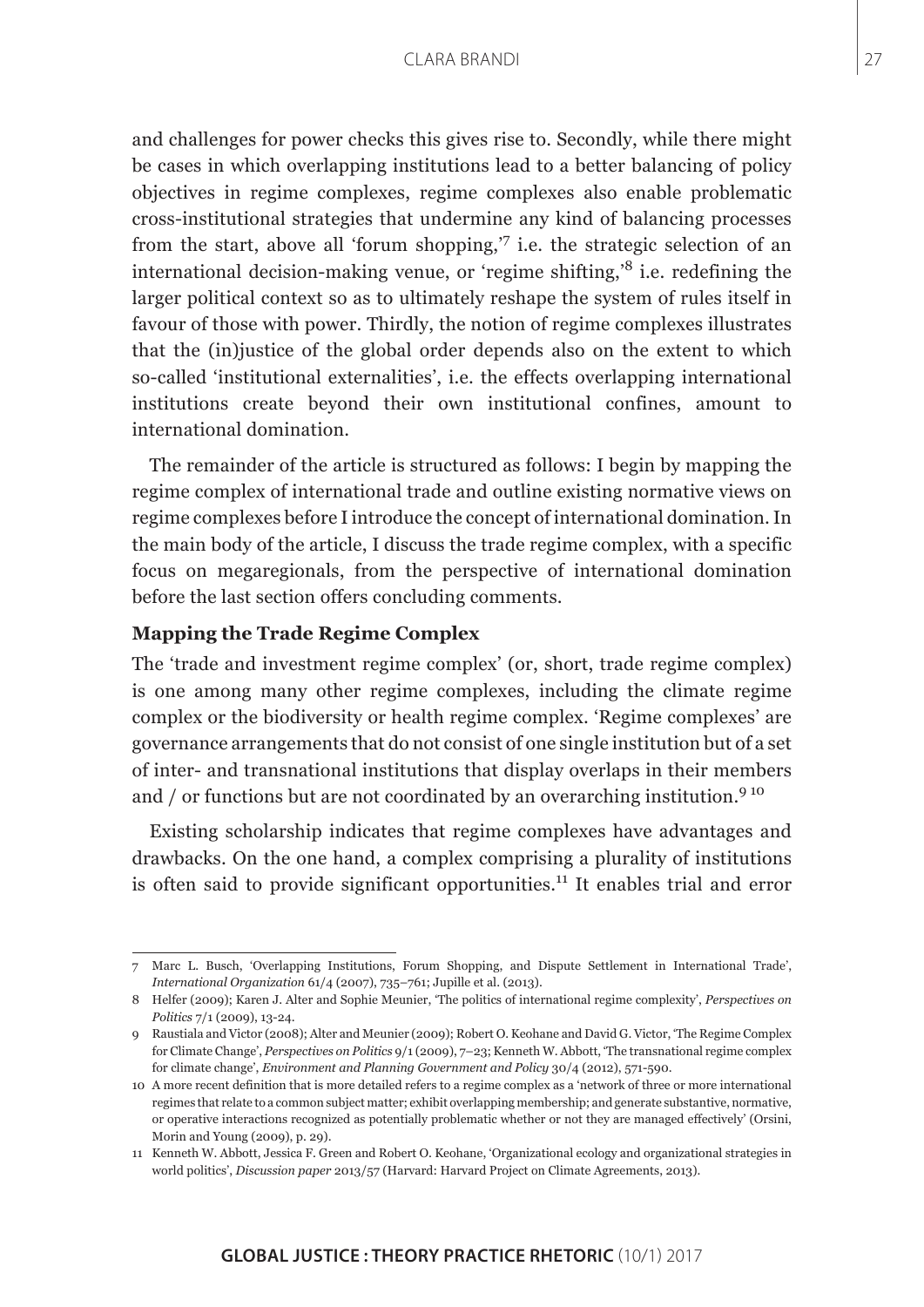and challenges for power checks this gives rise to. Secondly, while there might be cases in which overlapping institutions lead to a better balancing of policy objectives in regime complexes, regime complexes also enable problematic cross-institutional strategies that undermine any kind of balancing processes from the start, above all 'forum shopping,'[7] i.e. the strategic selection of an international decision-making venue, or 'regime shifting,'[8] i.e. redefining the larger political context so as to ultimately reshape the system of rules itself in favour of those with power. Thirdly, the notion of regime complexes illustrates that the (in)justice of the global order depends also on the extent to which so-called 'institutional externalities', i.e. the effects overlapping international institutions create beyond their own institutional confines, amount to international domination.

The remainder of the article is structured as follows: I begin by mapping the regime complex of international trade and outline existing normative views on regime complexes before I introduce the concept of international domination. In the main body of the article, I discuss the trade regime complex, with a specific focus on megaregionals, from the perspective of international domination before the last section offers concluding comments.

## Mapping the Trade Regime Complex

The 'trade and investment regime complex' (or, short, trade regime complex) is one among many other regime complexes, including the climate regime complex or the biodiversity or health regime complex. 'Regime complexes' are governance arrangements that do not consist of one single institution but of a set of inter- and transnational institutions that display overlaps in their members and / or functions but are not coordinated by an overarching institution.[9] [10]

Existing scholarship indicates that regime complexes have advantages and drawbacks. On the one hand, a complex comprising a plurality of institutions is often said to provide significant opportunities.[11] It enables trial and error

---

7 Marc L. Busch, 'Overlapping Institutions, Forum Shopping, and Dispute Settlement in International Trade', *International Organization* 61/4 (2007), 735–761; Jupille et al. (2013).

8 Helfer (2009); Karen J. Alter and Sophie Meunier, 'The politics of international regime complexity', *Perspectives on Politics* 7/1 (2009), 13-24.

9 Raustiala and Victor (2008); Alter and Meunier (2009); Robert O. Keohane and David G. Victor, 'The Regime Complex for Climate Change', *Perspectives on Politics* 9/1 (2009), 7–23; Kenneth W. Abbott, 'The transnational regime complex for climate change', *Environment and Planning Government and Policy* 30/4 (2012), 571-590.

10 A more recent definition that is more detailed refers to a regime complex as a 'network of three or more international regimes that relate to a common subject matter; exhibit overlapping membership; and generate substantive, normative, or operative interactions recognized as potentially problematic whether or not they are managed effectively' (Orsini, Morin and Young (2009), p. 29).

11 Kenneth W. Abbott, Jessica F. Green and Robert O. Keohane, 'Organizational ecology and organizational strategies in world politics', *Discussion paper* 2013/57 (Harvard: Harvard Project on Climate Agreements, 2013).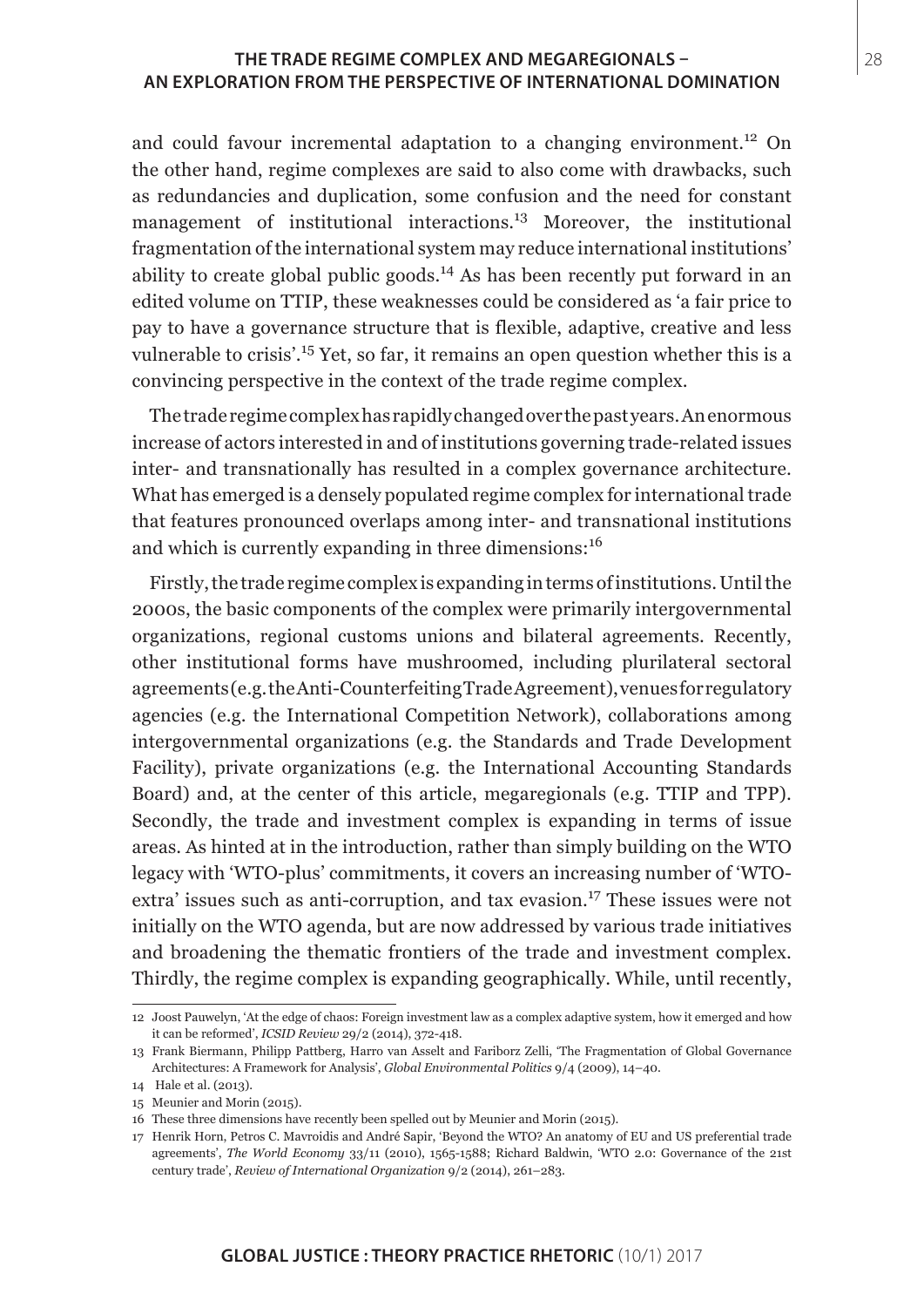and could favour incremental adaptation to a changing environment.[12] On the other hand, regime complexes are said to also come with drawbacks, such as redundancies and duplication, some confusion and the need for constant management of institutional interactions.[13] Moreover, the institutional fragmentation of the international system may reduce international institutions' ability to create global public goods.[14] As has been recently put forward in an edited volume on TTIP, these weaknesses could be considered as 'a fair price to pay to have a governance structure that is flexible, adaptive, creative and less vulnerable to crisis'.[15] Yet, so far, it remains an open question whether this is a convincing perspective in the context of the trade regime complex.

The trade regime complex has rapidly changed over the past years. An enormous increase of actors interested in and of institutions governing trade-related issues inter- and transnationally has resulted in a complex governance architecture. What has emerged is a densely populated regime complex for international trade that features pronounced overlaps among inter- and transnational institutions and which is currently expanding in three dimensions:[16]

Firstly, the trade regime complex is expanding in terms of institutions. Until the 2000s, the basic components of the complex were primarily intergovernmental organizations, regional customs unions and bilateral agreements. Recently, other institutional forms have mushroomed, including plurilateral sectoral agreements (e.g. the Anti-Counterfeiting Trade Agreement), venues for regulatory agencies (e.g. the International Competition Network), collaborations among intergovernmental organizations (e.g. the Standards and Trade Development Facility), private organizations (e.g. the International Accounting Standards Board) and, at the center of this article, megaregionals (e.g. TTIP and TPP). Secondly, the trade and investment complex is expanding in terms of issue areas. As hinted at in the introduction, rather than simply building on the WTO legacy with 'WTO-plus' commitments, it covers an increasing number of 'WTO-extra' issues such as anti-corruption, and tax evasion.[17] These issues were not initially on the WTO agenda, but are now addressed by various trade initiatives and broadening the thematic frontiers of the trade and investment complex. Thirdly, the regime complex is expanding geographically. While, until recently,

---

12 Joost Pauwelyn, 'At the edge of chaos: Foreign investment law as a complex adaptive system, how it emerged and how it can be reformed', *ICSID Review* 29/2 (2014), 372-418.

13 Frank Biermann, Philipp Pattberg, Harro van Asselt and Fariborz Zelli, 'The Fragmentation of Global Governance Architectures: A Framework for Analysis', *Global Environmental Politics* 9/4 (2009), 14–40.

14 Hale et al. (2013).

15 Meunier and Morin (2015).

16 These three dimensions have recently been spelled out by Meunier and Morin (2015).

17 Henrik Horn, Petros C. Mavroidis and André Sapir, 'Beyond the WTO? An anatomy of EU and US preferential trade agreements', *The World Economy* 33/11 (2010), 1565-1588; Richard Baldwin, 'WTO 2.0: Governance of the 21st century trade', *Review of International Organization* 9/2 (2014), 261–283.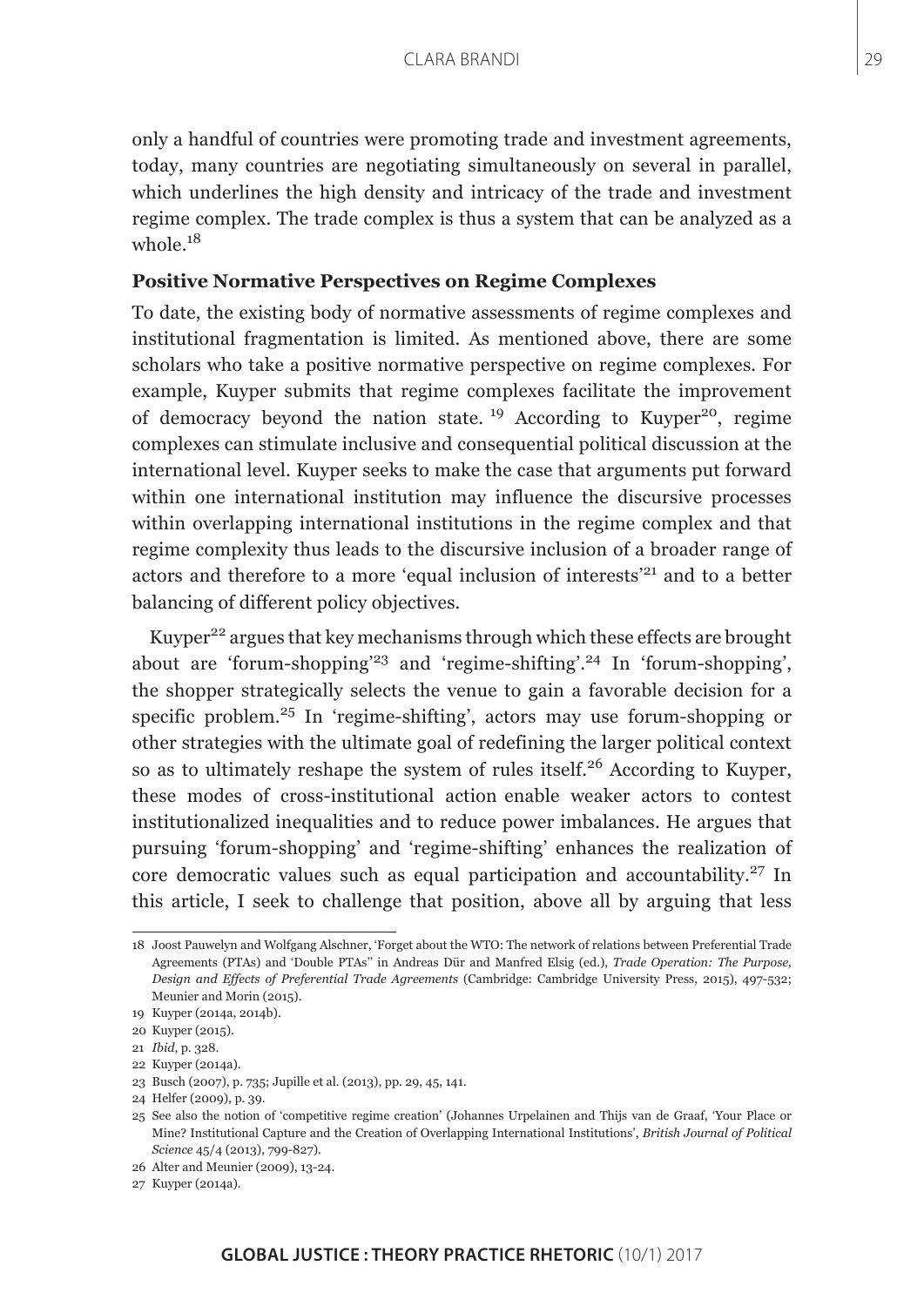only a handful of countries were promoting trade and investment agreements, today, many countries are negotiating simultaneously on several in parallel, which underlines the high density and intricacy of the trade and investment regime complex. The trade complex is thus a system that can be analyzed as a whole.[18]

### Positive Normative Perspectives on Regime Complexes

To date, the existing body of normative assessments of regime complexes and institutional fragmentation is limited. As mentioned above, there are some scholars who take a positive normative perspective on regime complexes. For example, Kuyper submits that regime complexes facilitate the improvement of democracy beyond the nation state.[19] According to Kuyper[20], regime complexes can stimulate inclusive and consequential political discussion at the international level. Kuyper seeks to make the case that arguments put forward within one international institution may influence the discursive processes within overlapping international institutions in the regime complex and that regime complexity thus leads to the discursive inclusion of a broader range of actors and therefore to a more 'equal inclusion of interests'[21] and to a better balancing of different policy objectives.

Kuyper[22] argues that key mechanisms through which these effects are brought about are 'forum-shopping'[23] and 'regime-shifting'.[24] In 'forum-shopping', the shopper strategically selects the venue to gain a favorable decision for a specific problem.[25] In 'regime-shifting', actors may use forum-shopping or other strategies with the ultimate goal of redefining the larger political context so as to ultimately reshape the system of rules itself.[26] According to Kuyper, these modes of cross-institutional action enable weaker actors to contest institutionalized inequalities and to reduce power imbalances. He argues that pursuing 'forum-shopping' and 'regime-shifting' enhances the realization of core democratic values such as equal participation and accountability.[27] In this article, I seek to challenge that position, above all by arguing that less

---

18 Joost Pauwelyn and Wolfgang Alschner, 'Forget about the WTO: The network of relations between Preferential Trade Agreements (PTAs) and 'Double PTAs'' in Andreas Dür and Manfred Elsig (ed.), *Trade Operation: The Purpose, Design and Effects of Preferential Trade Agreements* (Cambridge: Cambridge University Press, 2015), 497-532; Meunier and Morin (2015).

19 Kuyper (2014a, 2014b).

20 Kuyper (2015).

21 *Ibid*, p. 328.

22 Kuyper (2014a).

23 Busch (2007), p. 735; Jupille et al. (2013), pp. 29, 45, 141.

24 Helfer (2009), p. 39.

25 See also the notion of 'competitive regime creation' (Johannes Urpelainen and Thijs van de Graaf, 'Your Place or Mine? Institutional Capture and the Creation of Overlapping International Institutions', *British Journal of Political Science* 45/4 (2013), 799-827).

26 Alter and Meunier (2009), 13-24.

27 Kuyper (2014a).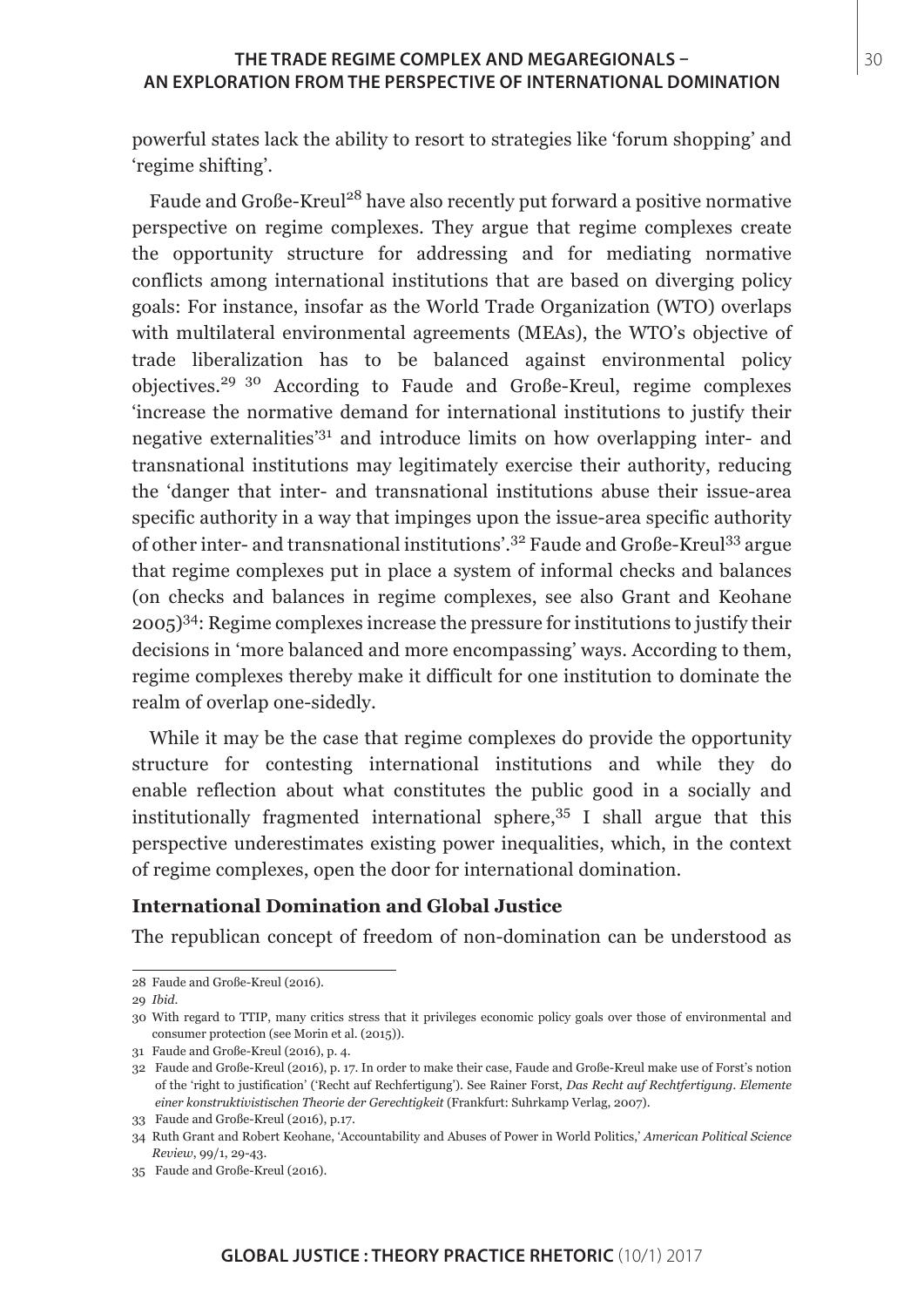powerful states lack the ability to resort to strategies like 'forum shopping' and 'regime shifting'.

Faude and Große-Kreul[28] have also recently put forward a positive normative perspective on regime complexes. They argue that regime complexes create the opportunity structure for addressing and for mediating normative conflicts among international institutions that are based on diverging policy goals: For instance, insofar as the World Trade Organization (WTO) overlaps with multilateral environmental agreements (MEAs), the WTO's objective of trade liberalization has to be balanced against environmental policy objectives.[29] [30] According to Faude and Große-Kreul, regime complexes 'increase the normative demand for international institutions to justify their negative externalities'[31] and introduce limits on how overlapping inter- and transnational institutions may legitimately exercise their authority, reducing the 'danger that inter- and transnational institutions abuse their issue-area specific authority in a way that impinges upon the issue-area specific authority of other inter- and transnational institutions'.[32] Faude and Große-Kreul[33] argue that regime complexes put in place a system of informal checks and balances (on checks and balances in regime complexes, see also Grant and Keohane 2005)[34]: Regime complexes increase the pressure for institutions to justify their decisions in 'more balanced and more encompassing' ways. According to them, regime complexes thereby make it difficult for one institution to dominate the realm of overlap one-sidedly.

While it may be the case that regime complexes do provide the opportunity structure for contesting international institutions and while they do enable reflection about what constitutes the public good in a socially and institutionally fragmented international sphere,[35] I shall argue that this perspective underestimates existing power inequalities, which, in the context of regime complexes, open the door for international domination.

**International Domination and Global Justice**

The republican concept of freedom of non-domination can be understood as

---

28 Faude and Große-Kreul (2016).

29 *Ibid.*

30 With regard to TTIP, many critics stress that it privileges economic policy goals over those of environmental and consumer protection (see Morin et al. (2015)).

31 Faude and Große-Kreul (2016), p. 4.

32 Faude and Große-Kreul (2016), p. 17. In order to make their case, Faude and Große-Kreul make use of Forst's notion of the 'right to justification' ('Recht auf Rechfertigung'). See Rainer Forst, *Das Recht auf Rechtfertigung. Elemente einer konstruktivistischen Theorie der Gerechtigkeit* (Frankfurt: Suhrkamp Verlag, 2007).

33 Faude and Große-Kreul (2016), p.17.

34 Ruth Grant and Robert Keohane, 'Accountability and Abuses of Power in World Politics,' *American Political Science Review*, 99/1, 29-43.

35 Faude and Große-Kreul (2016).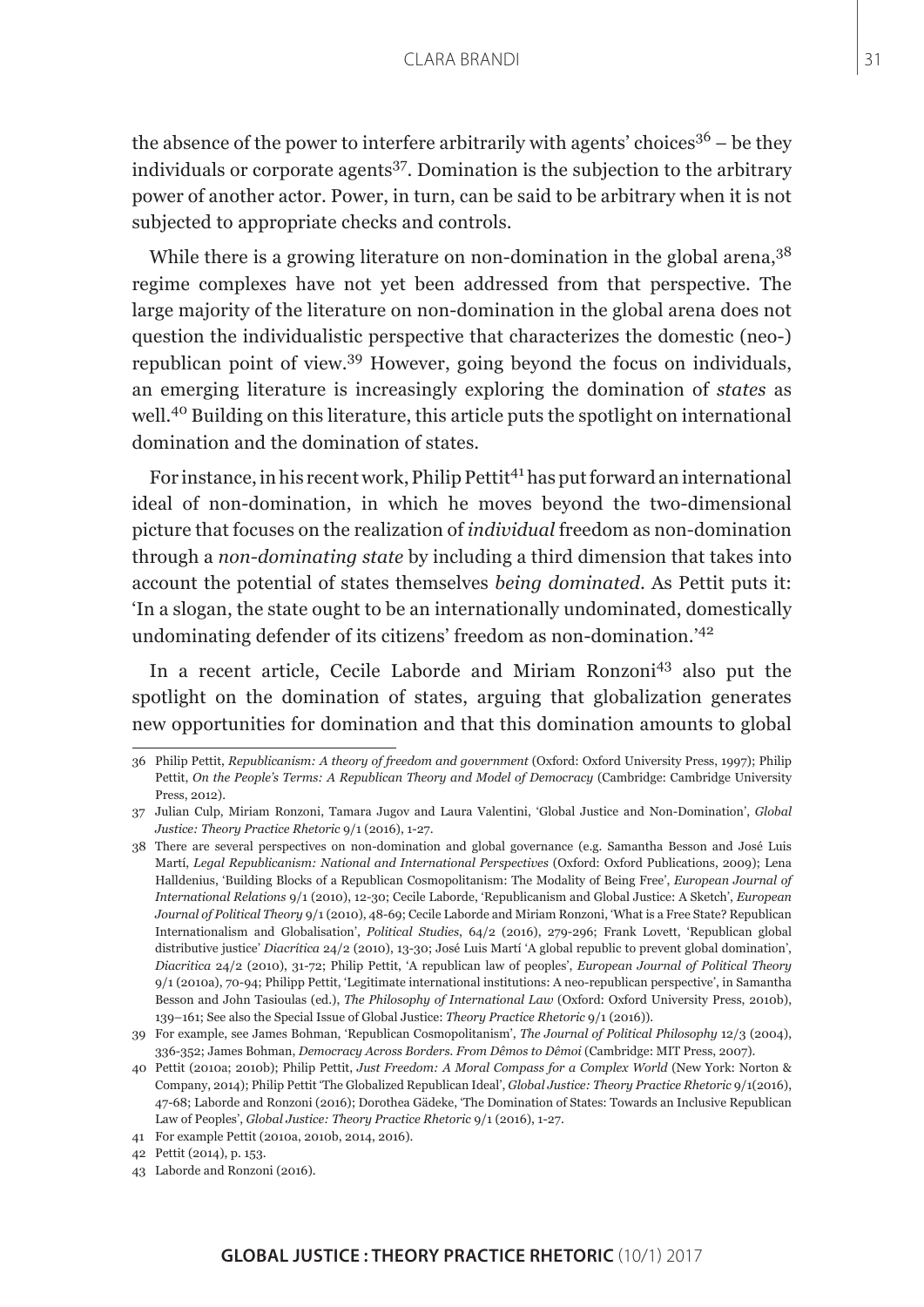the absence of the power to interfere arbitrarily with agents' choices[36] – be they individuals or corporate agents[37]. Domination is the subjection to the arbitrary power of another actor. Power, in turn, can be said to be arbitrary when it is not subjected to appropriate checks and controls.

While there is a growing literature on non-domination in the global arena,[38] regime complexes have not yet been addressed from that perspective. The large majority of the literature on non-domination in the global arena does not question the individualistic perspective that characterizes the domestic (neo-) republican point of view.[39] However, going beyond the focus on individuals, an emerging literature is increasingly exploring the domination of *states* as well.[40] Building on this literature, this article puts the spotlight on international domination and the domination of states.

For instance, in his recent work, Philip Pettit[41] has put forward an international ideal of non-domination, in which he moves beyond the two-dimensional picture that focuses on the realization of *individual* freedom as non-domination through a *non-dominating state* by including a third dimension that takes into account the potential of states themselves *being dominated*. As Pettit puts it: 'In a slogan, the state ought to be an internationally undominated, domestically undominating defender of its citizens' freedom as non-domination.'[42]

In a recent article, Cecile Laborde and Miriam Ronzoni[43] also put the spotlight on the domination of states, arguing that globalization generates new opportunities for domination and that this domination amounts to global

---

36 Philip Pettit, *Republicanism: A theory of freedom and government* (Oxford: Oxford University Press, 1997); Philip Pettit, *On the People's Terms: A Republican Theory and Model of Democracy* (Cambridge: Cambridge University Press, 2012).

37 Julian Culp, Miriam Ronzoni, Tamara Jugov and Laura Valentini, 'Global Justice and Non-Domination', *Global Justice: Theory Practice Rhetoric* 9/1 (2016), 1-27.

38 There are several perspectives on non-domination and global governance (e.g. Samantha Besson and José Luis Martí, *Legal Republicanism: National and International Perspectives* (Oxford: Oxford Publications, 2009); Lena Halldenius, 'Building Blocks of a Republican Cosmopolitanism: The Modality of Being Free', *European Journal of International Relations* 9/1 (2010), 12-30; Cecile Laborde, 'Republicanism and Global Justice: A Sketch', *European Journal of Political Theory* 9/1 (2010), 48-69; Cecile Laborde and Miriam Ronzoni, 'What is a Free State? Republican Internationalism and Globalisation', *Political Studies*, 64/2 (2016), 279-296; Frank Lovett, 'Republican global distributive justice' *Diacrítica* 24/2 (2010), 13-30; José Luis Martí 'A global republic to prevent global domination', *Diacritica* 24/2 (2010), 31-72; Philip Pettit, 'A republican law of peoples', *European Journal of Political Theory* 9/1 (2010a), 70-94; Philipp Pettit, 'Legitimate international institutions: A neo-republican perspective', in Samantha Besson and John Tasioulas (ed.), *The Philosophy of International Law* (Oxford: Oxford University Press, 2010b), 139–161; See also the Special Issue of Global Justice: *Theory Practice Rhetoric* 9/1 (2016)).

39 For example, see James Bohman, 'Republican Cosmopolitanism', *The Journal of Political Philosophy* 12/3 (2004), 336-352; James Bohman, *Democracy Across Borders. From Dêmos to Dêmoi* (Cambridge: MIT Press, 2007).

40 Pettit (2010a; 2010b); Philip Pettit, *Just Freedom: A Moral Compass for a Complex World* (New York: Norton & Company, 2014); Philip Pettit 'The Globalized Republican Ideal', *Global Justice: Theory Practice Rhetoric* 9/1(2016), 47-68; Laborde and Ronzoni (2016); Dorothea Gädeke, 'The Domination of States: Towards an Inclusive Republican Law of Peoples', *Global Justice: Theory Practice Rhetoric* 9/1 (2016), 1-27.

41 For example Pettit (2010a, 2010b, 2014, 2016).

42 Pettit (2014), p. 153.

43 Laborde and Ronzoni (2016).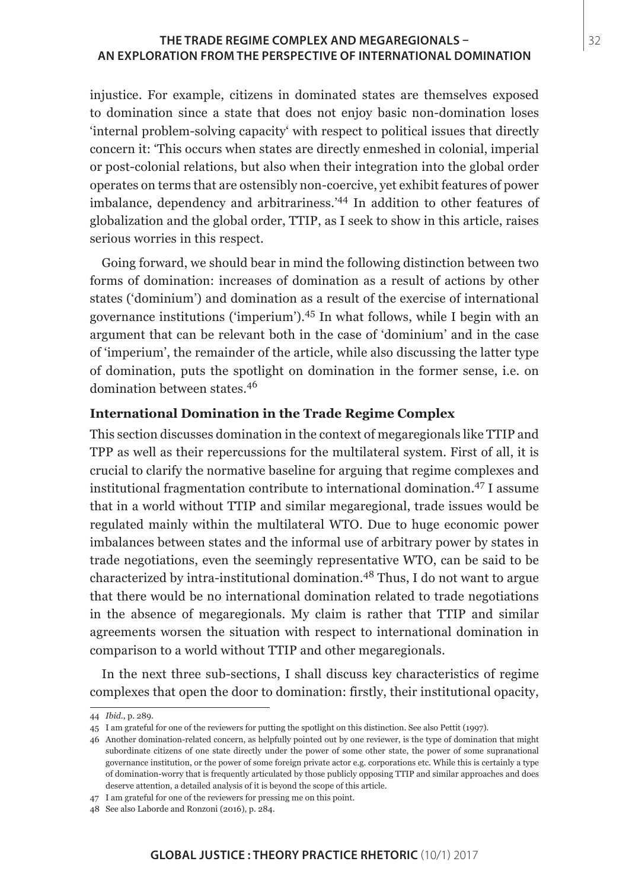injustice. For example, citizens in dominated states are themselves exposed to domination since a state that does not enjoy basic non-domination loses 'internal problem-solving capacity' with respect to political issues that directly concern it: 'This occurs when states are directly enmeshed in colonial, imperial or post-colonial relations, but also when their integration into the global order operates on terms that are ostensibly non-coercive, yet exhibit features of power imbalance, dependency and arbitrariness.'[44] In addition to other features of globalization and the global order, TTIP, as I seek to show in this article, raises serious worries in this respect.

Going forward, we should bear in mind the following distinction between two forms of domination: increases of domination as a result of actions by other states ('dominium') and domination as a result of the exercise of international governance institutions ('imperium').[45] In what follows, while I begin with an argument that can be relevant both in the case of 'dominium' and in the case of 'imperium', the remainder of the article, while also discussing the latter type of domination, puts the spotlight on domination in the former sense, i.e. on domination between states.[46]

### International Domination in the Trade Regime Complex

This section discusses domination in the context of megaregionals like TTIP and TPP as well as their repercussions for the multilateral system. First of all, it is crucial to clarify the normative baseline for arguing that regime complexes and institutional fragmentation contribute to international domination.[47] I assume that in a world without TTIP and similar megaregional, trade issues would be regulated mainly within the multilateral WTO. Due to huge economic power imbalances between states and the informal use of arbitrary power by states in trade negotiations, even the seemingly representative WTO, can be said to be characterized by intra-institutional domination.[48] Thus, I do not want to argue that there would be no international domination related to trade negotiations in the absence of megaregionals. My claim is rather that TTIP and similar agreements worsen the situation with respect to international domination in comparison to a world without TTIP and other megaregionals.

In the next three sub-sections, I shall discuss key characteristics of regime complexes that open the door to domination: firstly, their institutional opacity,

---

44 *Ibid.*, p. 289.

45 I am grateful for one of the reviewers for putting the spotlight on this distinction. See also Pettit (1997).

46 Another domination-related concern, as helpfully pointed out by one reviewer, is the type of domination that might subordinate citizens of one state directly under the power of some other state, the power of some supranational governance institution, or the power of some foreign private actor e.g. corporations etc. While this is certainly a type of domination-worry that is frequently articulated by those publicly opposing TTIP and similar approaches and does deserve attention, a detailed analysis of it is beyond the scope of this article.

47 I am grateful for one of the reviewers for pressing me on this point.

48 See also Laborde and Ronzoni (2016), p. 284.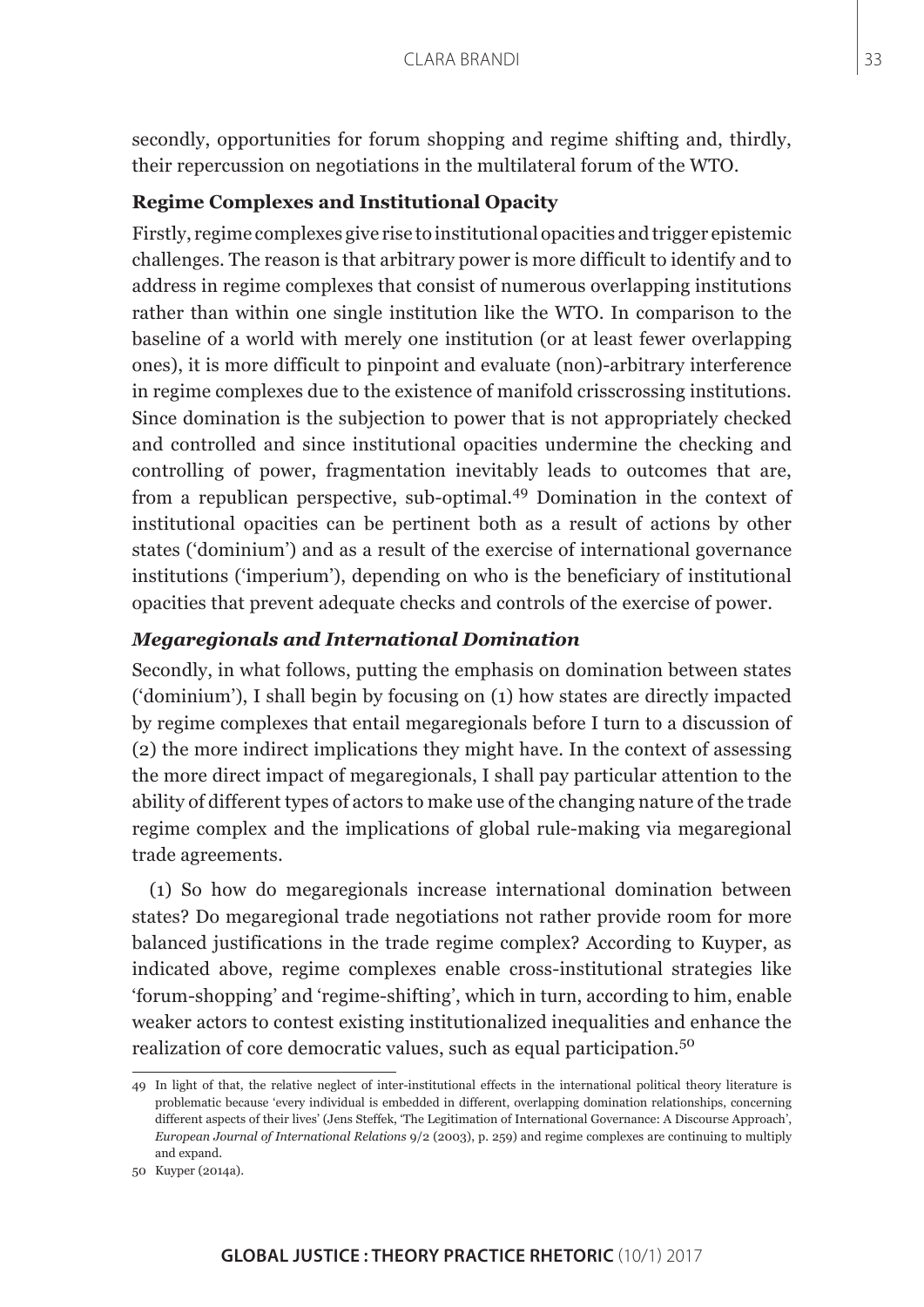secondly, opportunities for forum shopping and regime shifting and, thirdly, their repercussion on negotiations in the multilateral forum of the WTO.

### Regime Complexes and Institutional Opacity

Firstly, regime complexes give rise to institutional opacities and trigger epistemic challenges. The reason is that arbitrary power is more difficult to identify and to address in regime complexes that consist of numerous overlapping institutions rather than within one single institution like the WTO. In comparison to the baseline of a world with merely one institution (or at least fewer overlapping ones), it is more difficult to pinpoint and evaluate (non)-arbitrary interference in regime complexes due to the existence of manifold crisscrossing institutions. Since domination is the subjection to power that is not appropriately checked and controlled and since institutional opacities undermine the checking and controlling of power, fragmentation inevitably leads to outcomes that are, from a republican perspective, sub-optimal.[49] Domination in the context of institutional opacities can be pertinent both as a result of actions by other states ('dominium') and as a result of the exercise of international governance institutions ('imperium'), depending on who is the beneficiary of institutional opacities that prevent adequate checks and controls of the exercise of power.

### *Megaregionals and International Domination*

Secondly, in what follows, putting the emphasis on domination between states ('dominium'), I shall begin by focusing on (1) how states are directly impacted by regime complexes that entail megaregionals before I turn to a discussion of (2) the more indirect implications they might have. In the context of assessing the more direct impact of megaregionals, I shall pay particular attention to the ability of different types of actors to make use of the changing nature of the trade regime complex and the implications of global rule-making via megaregional trade agreements.

(1) So how do megaregionals increase international domination between states? Do megaregional trade negotiations not rather provide room for more balanced justifications in the trade regime complex? According to Kuyper, as indicated above, regime complexes enable cross-institutional strategies like 'forum-shopping' and 'regime-shifting', which in turn, according to him, enable weaker actors to contest existing institutionalized inequalities and enhance the realization of core democratic values, such as equal participation.[50]

---

49 In light of that, the relative neglect of inter-institutional effects in the international political theory literature is problematic because 'every individual is embedded in different, overlapping domination relationships, concerning different aspects of their lives' (Jens Steffek, 'The Legitimation of International Governance: A Discourse Approach', *European Journal of International Relations* 9/2 (2003), p. 259) and regime complexes are continuing to multiply and expand.

50 Kuyper (2014a).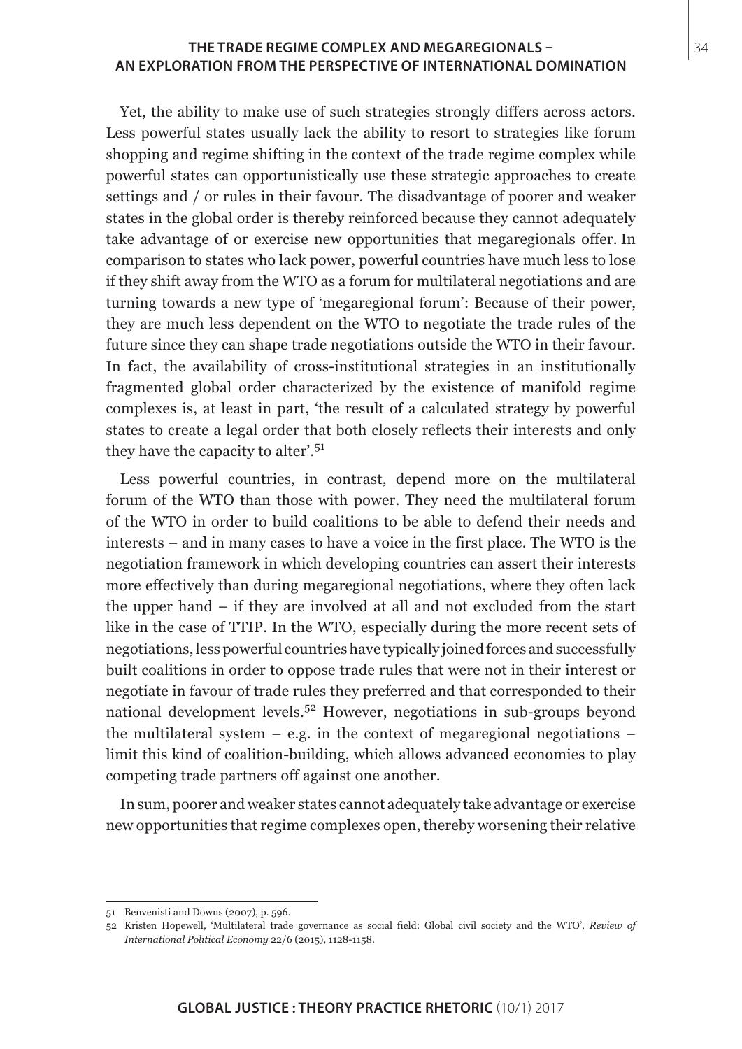Yet, the ability to make use of such strategies strongly differs across actors. Less powerful states usually lack the ability to resort to strategies like forum shopping and regime shifting in the context of the trade regime complex while powerful states can opportunistically use these strategic approaches to create settings and / or rules in their favour. The disadvantage of poorer and weaker states in the global order is thereby reinforced because they cannot adequately take advantage of or exercise new opportunities that megaregionals offer. In comparison to states who lack power, powerful countries have much less to lose if they shift away from the WTO as a forum for multilateral negotiations and are turning towards a new type of 'megaregional forum': Because of their power, they are much less dependent on the WTO to negotiate the trade rules of the future since they can shape trade negotiations outside the WTO in their favour. In fact, the availability of cross-institutional strategies in an institutionally fragmented global order characterized by the existence of manifold regime complexes is, at least in part, 'the result of a calculated strategy by powerful states to create a legal order that both closely reflects their interests and only they have the capacity to alter'.[51]

Less powerful countries, in contrast, depend more on the multilateral forum of the WTO than those with power. They need the multilateral forum of the WTO in order to build coalitions to be able to defend their needs and interests – and in many cases to have a voice in the first place. The WTO is the negotiation framework in which developing countries can assert their interests more effectively than during megaregional negotiations, where they often lack the upper hand – if they are involved at all and not excluded from the start like in the case of TTIP. In the WTO, especially during the more recent sets of negotiations, less powerful countries have typically joined forces and successfully built coalitions in order to oppose trade rules that were not in their interest or negotiate in favour of trade rules they preferred and that corresponded to their national development levels.[52] However, negotiations in sub-groups beyond the multilateral system – e.g. in the context of megaregional negotiations – limit this kind of coalition-building, which allows advanced economies to play competing trade partners off against one another.

In sum, poorer and weaker states cannot adequately take advantage or exercise new opportunities that regime complexes open, thereby worsening their relative

---

51 Benvenisti and Downs (2007), p. 596.

52 Kristen Hopewell, 'Multilateral trade governance as social field: Global civil society and the WTO', *Review of International Political Economy* 22/6 (2015), 1128-1158.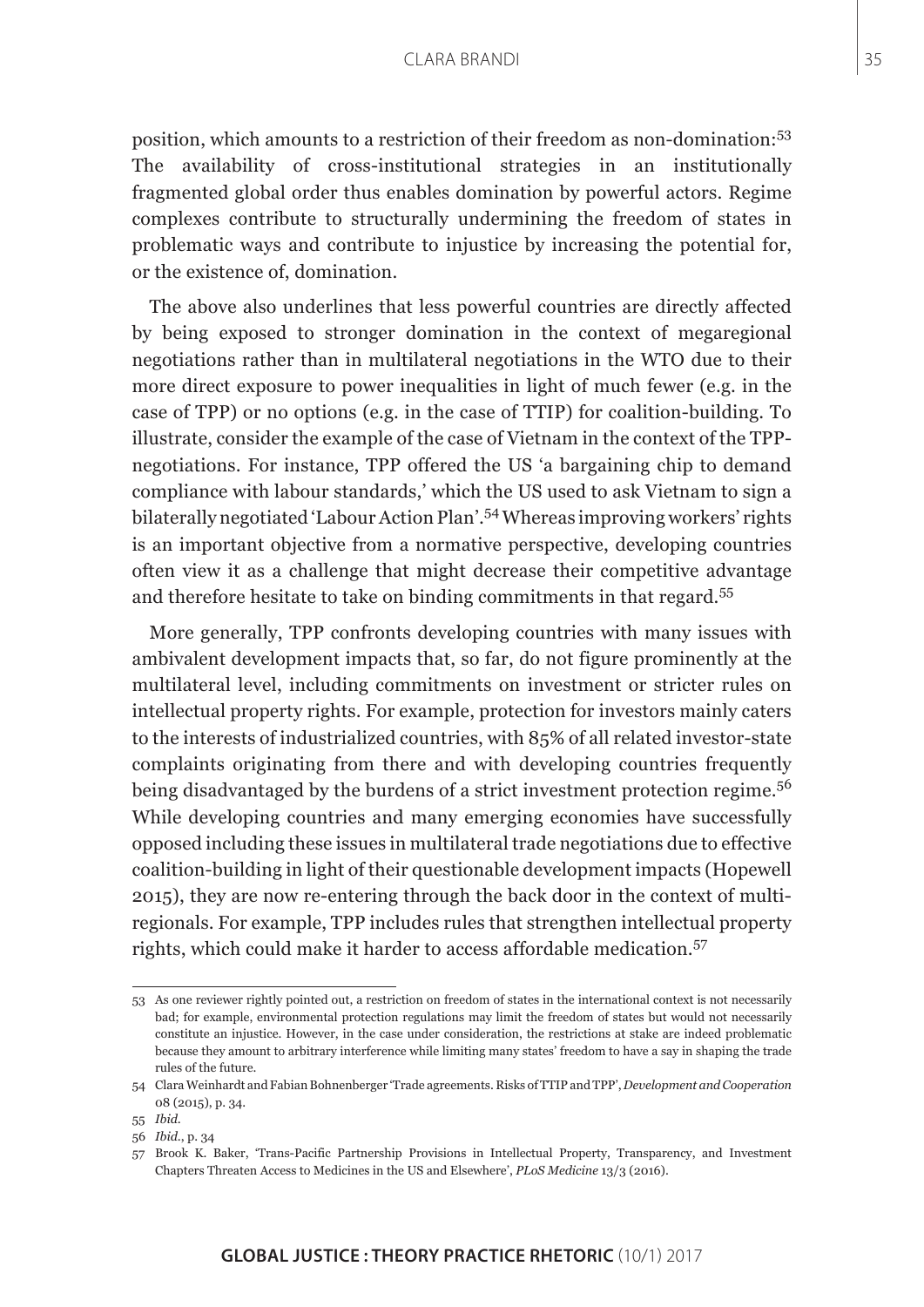position, which amounts to a restriction of their freedom as non-domination:[53] The availability of cross-institutional strategies in an institutionally fragmented global order thus enables domination by powerful actors. Regime complexes contribute to structurally undermining the freedom of states in problematic ways and contribute to injustice by increasing the potential for, or the existence of, domination.

The above also underlines that less powerful countries are directly affected by being exposed to stronger domination in the context of megaregional negotiations rather than in multilateral negotiations in the WTO due to their more direct exposure to power inequalities in light of much fewer (e.g. in the case of TPP) or no options (e.g. in the case of TTIP) for coalition-building. To illustrate, consider the example of the case of Vietnam in the context of the TPP-negotiations. For instance, TPP offered the US 'a bargaining chip to demand compliance with labour standards,' which the US used to ask Vietnam to sign a bilaterally negotiated 'Labour Action Plan'.[54] Whereas improving workers' rights is an important objective from a normative perspective, developing countries often view it as a challenge that might decrease their competitive advantage and therefore hesitate to take on binding commitments in that regard.[55]

More generally, TPP confronts developing countries with many issues with ambivalent development impacts that, so far, do not figure prominently at the multilateral level, including commitments on investment or stricter rules on intellectual property rights. For example, protection for investors mainly caters to the interests of industrialized countries, with 85% of all related investor-state complaints originating from there and with developing countries frequently being disadvantaged by the burdens of a strict investment protection regime.[56] While developing countries and many emerging economies have successfully opposed including these issues in multilateral trade negotiations due to effective coalition-building in light of their questionable development impacts (Hopewell 2015), they are now re-entering through the back door in the context of multi-regionals. For example, TPP includes rules that strengthen intellectual property rights, which could make it harder to access affordable medication.[57]

---

53 As one reviewer rightly pointed out, a restriction on freedom of states in the international context is not necessarily bad; for example, environmental protection regulations may limit the freedom of states but would not necessarily constitute an injustice. However, in the case under consideration, the restrictions at stake are indeed problematic because they amount to arbitrary interference while limiting many states' freedom to have a say in shaping the trade rules of the future.

54 Clara Weinhardt and Fabian Bohnenberger 'Trade agreements. Risks of TTIP and TPP', *Development and Cooperation* 08 (2015), p. 34.

55 *Ibid.*

56 *Ibid.*, p. 34

57 Brook K. Baker, 'Trans-Pacific Partnership Provisions in Intellectual Property, Transparency, and Investment Chapters Threaten Access to Medicines in the US and Elsewhere', *PLoS Medicine* 13/3 (2016).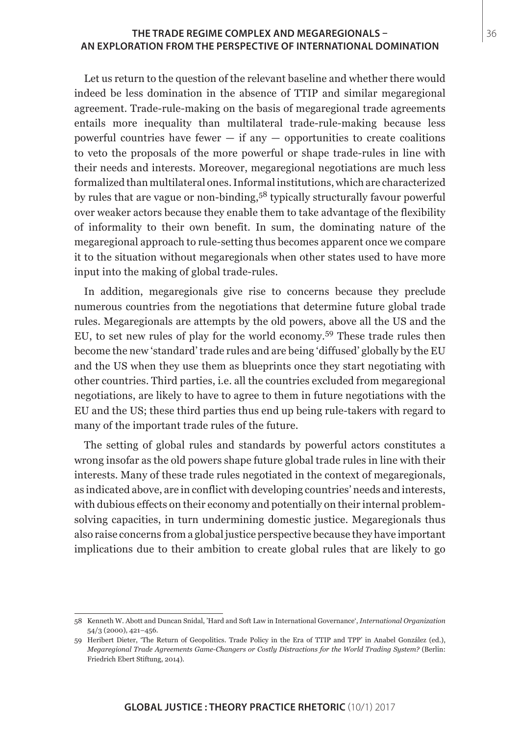Let us return to the question of the relevant baseline and whether there would indeed be less domination in the absence of TTIP and similar megaregional agreement. Trade-rule-making on the basis of megaregional trade agreements entails more inequality than multilateral trade-rule-making because less powerful countries have fewer — if any — opportunities to create coalitions to veto the proposals of the more powerful or shape trade-rules in line with their needs and interests. Moreover, megaregional negotiations are much less formalized than multilateral ones. Informal institutions, which are characterized by rules that are vague or non-binding,[58] typically structurally favour powerful over weaker actors because they enable them to take advantage of the flexibility of informality to their own benefit. In sum, the dominating nature of the megaregional approach to rule-setting thus becomes apparent once we compare it to the situation without megaregionals when other states used to have more input into the making of global trade-rules.

In addition, megaregionals give rise to concerns because they preclude numerous countries from the negotiations that determine future global trade rules. Megaregionals are attempts by the old powers, above all the US and the EU, to set new rules of play for the world economy.[59] These trade rules then become the new 'standard' trade rules and are being 'diffused' globally by the EU and the US when they use them as blueprints once they start negotiating with other countries. Third parties, i.e. all the countries excluded from megaregional negotiations, are likely to have to agree to them in future negotiations with the EU and the US; these third parties thus end up being rule-takers with regard to many of the important trade rules of the future.

The setting of global rules and standards by powerful actors constitutes a wrong insofar as the old powers shape future global trade rules in line with their interests. Many of these trade rules negotiated in the context of megaregionals, as indicated above, are in conflict with developing countries' needs and interests, with dubious effects on their economy and potentially on their internal problem-solving capacities, in turn undermining domestic justice. Megaregionals thus also raise concerns from a global justice perspective because they have important implications due to their ambition to create global rules that are likely to go

---

58 Kenneth W. Abott and Duncan Snidal, 'Hard and Soft Law in International Governance', *International Organization* 54/3 (2000), 421–456.

59 Heribert Dieter, 'The Return of Geopolitics. Trade Policy in the Era of TTIP and TPP' in Anabel González (ed.), *Megaregional Trade Agreements Game-Changers or Costly Distractions for the World Trading System?* (Berlin: Friedrich Ebert Stiftung, 2014).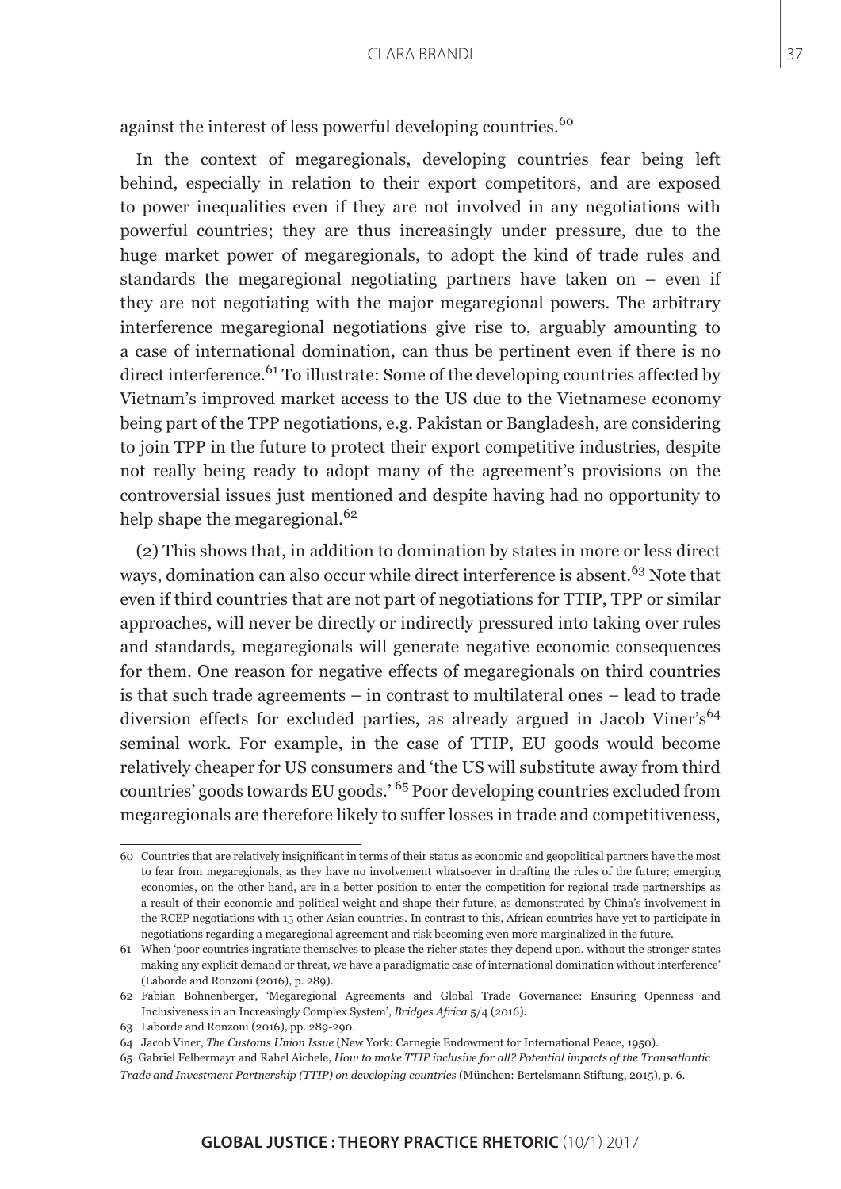against the interest of less powerful developing countries.[60]

In the context of megaregionals, developing countries fear being left behind, especially in relation to their export competitors, and are exposed to power inequalities even if they are not involved in any negotiations with powerful countries; they are thus increasingly under pressure, due to the huge market power of megaregionals, to adopt the kind of trade rules and standards the megaregional negotiating partners have taken on – even if they are not negotiating with the major megaregional powers. The arbitrary interference megaregional negotiations give rise to, arguably amounting to a case of international domination, can thus be pertinent even if there is no direct interference.[61] To illustrate: Some of the developing countries affected by Vietnam's improved market access to the US due to the Vietnamese economy being part of the TPP negotiations, e.g. Pakistan or Bangladesh, are considering to join TPP in the future to protect their export competitive industries, despite not really being ready to adopt many of the agreement's provisions on the controversial issues just mentioned and despite having had no opportunity to help shape the megaregional.[62]

(2) This shows that, in addition to domination by states in more or less direct ways, domination can also occur while direct interference is absent.[63] Note that even if third countries that are not part of negotiations for TTIP, TPP or similar approaches, will never be directly or indirectly pressured into taking over rules and standards, megaregionals will generate negative economic consequences for them. One reason for negative effects of megaregionals on third countries is that such trade agreements – in contrast to multilateral ones – lead to trade diversion effects for excluded parties, as already argued in Jacob Viner's[64] seminal work. For example, in the case of TTIP, EU goods would become relatively cheaper for US consumers and 'the US will substitute away from third countries' goods towards EU goods.' [65] Poor developing countries excluded from megaregionals are therefore likely to suffer losses in trade and competitiveness,

---

60 Countries that are relatively insignificant in terms of their status as economic and geopolitical partners have the most to fear from megaregionals, as they have no involvement whatsoever in drafting the rules of the future; emerging economies, on the other hand, are in a better position to enter the competition for regional trade partnerships as a result of their economic and political weight and shape their future, as demonstrated by China's involvement in the RCEP negotiations with 15 other Asian countries. In contrast to this, African countries have yet to participate in negotiations regarding a megaregional agreement and risk becoming even more marginalized in the future.

61 When 'poor countries ingratiate themselves to please the richer states they depend upon, without the stronger states making any explicit demand or threat, we have a paradigmatic case of international domination without interference' (Laborde and Ronzoni (2016), p. 289).

62 Fabian Bohnenberger, 'Megaregional Agreements and Global Trade Governance: Ensuring Openness and Inclusiveness in an Increasingly Complex System', *Bridges Africa* 5/4 (2016).

63 Laborde and Ronzoni (2016), pp. 289-290.

64 Jacob Viner, *The Customs Union Issue* (New York: Carnegie Endowment for International Peace, 1950).

65 Gabriel Felbermayr and Rahel Aichele, *How to make TTIP inclusive for all? Potential impacts of the Transatlantic Trade and Investment Partnership (TTIP) on developing countries* (München: Bertelsmann Stiftung, 2015), p. 6.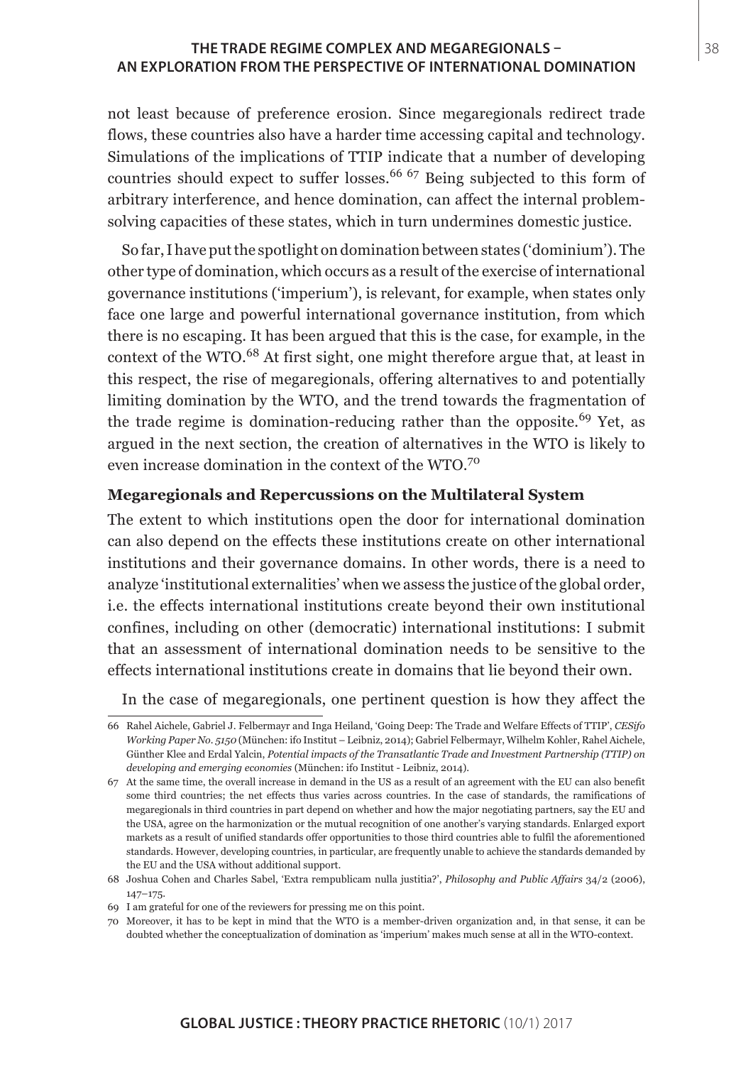not least because of preference erosion. Since megaregionals redirect trade flows, these countries also have a harder time accessing capital and technology. Simulations of the implications of TTIP indicate that a number of developing countries should expect to suffer losses.[66] [67] Being subjected to this form of arbitrary interference, and hence domination, can affect the internal problem-solving capacities of these states, which in turn undermines domestic justice.

So far, I have put the spotlight on domination between states ('dominium'). The other type of domination, which occurs as a result of the exercise of international governance institutions ('imperium'), is relevant, for example, when states only face one large and powerful international governance institution, from which there is no escaping. It has been argued that this is the case, for example, in the context of the WTO.[68] At first sight, one might therefore argue that, at least in this respect, the rise of megaregionals, offering alternatives to and potentially limiting domination by the WTO, and the trend towards the fragmentation of the trade regime is domination-reducing rather than the opposite.[69] Yet, as argued in the next section, the creation of alternatives in the WTO is likely to even increase domination in the context of the WTO.[70]

### Megaregionals and Repercussions on the Multilateral System

The extent to which institutions open the door for international domination can also depend on the effects these institutions create on other international institutions and their governance domains. In other words, there is a need to analyze 'institutional externalities' when we assess the justice of the global order, i.e. the effects international institutions create beyond their own institutional confines, including on other (democratic) international institutions: I submit that an assessment of international domination needs to be sensitive to the effects international institutions create in domains that lie beyond their own.

In the case of megaregionals, one pertinent question is how they affect the

---

66 Rahel Aichele, Gabriel J. Felbermayr and Inga Heiland, 'Going Deep: The Trade and Welfare Effects of TTIP', *CESifo Working Paper No. 5150* (München: ifo Institut – Leibniz, 2014); Gabriel Felbermayr, Wilhelm Kohler, Rahel Aichele, Günther Klee and Erdal Yalcin, *Potential impacts of the Transatlantic Trade and Investment Partnership (TTIP) on developing and emerging economies* (München: ifo Institut - Leibniz, 2014).

67 At the same time, the overall increase in demand in the US as a result of an agreement with the EU can also benefit some third countries; the net effects thus varies across countries. In the case of standards, the ramifications of megaregionals in third countries in part depend on whether and how the major negotiating partners, say the EU and the USA, agree on the harmonization or the mutual recognition of one another's varying standards. Enlarged export markets as a result of unified standards offer opportunities to those third countries able to fulfil the aforementioned standards. However, developing countries, in particular, are frequently unable to achieve the standards demanded by the EU and the USA without additional support.

68 Joshua Cohen and Charles Sabel, 'Extra rempublicam nulla justitia?', *Philosophy and Public Affairs* 34/2 (2006), 147–175.

69 I am grateful for one of the reviewers for pressing me on this point.

70 Moreover, it has to be kept in mind that the WTO is a member-driven organization and, in that sense, it can be doubted whether the conceptualization of domination as 'imperium' makes much sense at all in the WTO-context.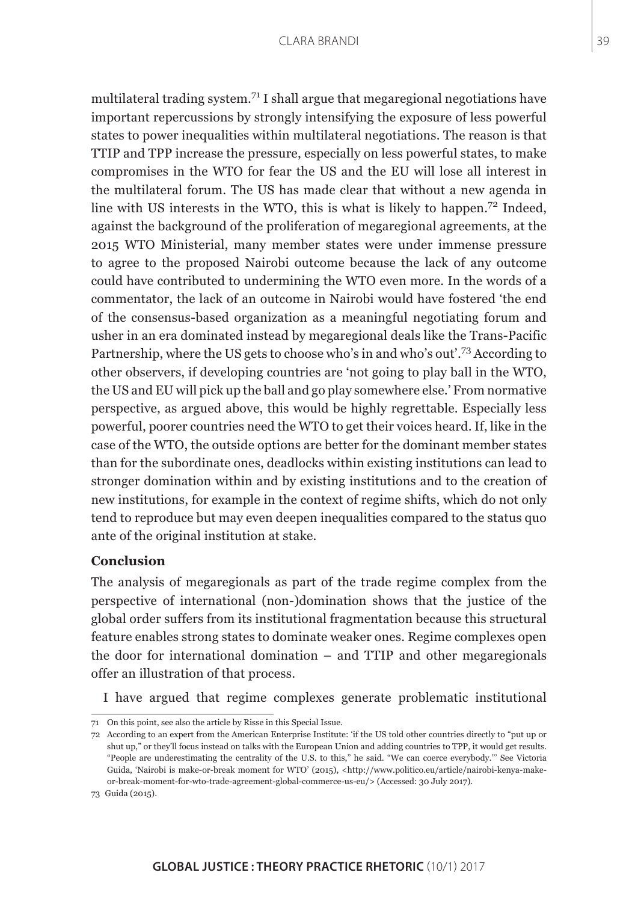multilateral trading system.[71] I shall argue that megaregional negotiations have important repercussions by strongly intensifying the exposure of less powerful states to power inequalities within multilateral negotiations. The reason is that TTIP and TPP increase the pressure, especially on less powerful states, to make compromises in the WTO for fear the US and the EU will lose all interest in the multilateral forum. The US has made clear that without a new agenda in line with US interests in the WTO, this is what is likely to happen.[72] Indeed, against the background of the proliferation of megaregional agreements, at the 2015 WTO Ministerial, many member states were under immense pressure to agree to the proposed Nairobi outcome because the lack of any outcome could have contributed to undermining the WTO even more. In the words of a commentator, the lack of an outcome in Nairobi would have fostered 'the end of the consensus-based organization as a meaningful negotiating forum and usher in an era dominated instead by megaregional deals like the Trans-Pacific Partnership, where the US gets to choose who's in and who's out'.[73] According to other observers, if developing countries are 'not going to play ball in the WTO, the US and EU will pick up the ball and go play somewhere else.' From normative perspective, as argued above, this would be highly regrettable. Especially less powerful, poorer countries need the WTO to get their voices heard. If, like in the case of the WTO, the outside options are better for the dominant member states than for the subordinate ones, deadlocks within existing institutions can lead to stronger domination within and by existing institutions and to the creation of new institutions, for example in the context of regime shifts, which do not only tend to reproduce but may even deepen inequalities compared to the status quo ante of the original institution at stake.

**Conclusion**

The analysis of megaregionals as part of the trade regime complex from the perspective of international (non-)domination shows that the justice of the global order suffers from its institutional fragmentation because this structural feature enables strong states to dominate weaker ones. Regime complexes open the door for international domination – and TTIP and other megaregionals offer an illustration of that process.

I have argued that regime complexes generate problematic institutional

---

71 On this point, see also the article by Risse in this Special Issue.

72 According to an expert from the American Enterprise Institute: 'if the US told other countries directly to "put up or shut up," or they'll focus instead on talks with the European Union and adding countries to TPP, it would get results. "People are underestimating the centrality of the U.S. to this," he said. "We can coerce everybody."' See Victoria Guida, 'Nairobi is make-or-break moment for WTO' (2015), <http://www.politico.eu/article/nairobi-kenya-make-or-break-moment-for-wto-trade-agreement-global-commerce-us-eu/> (Accessed: 30 July 2017).

73 Guida (2015).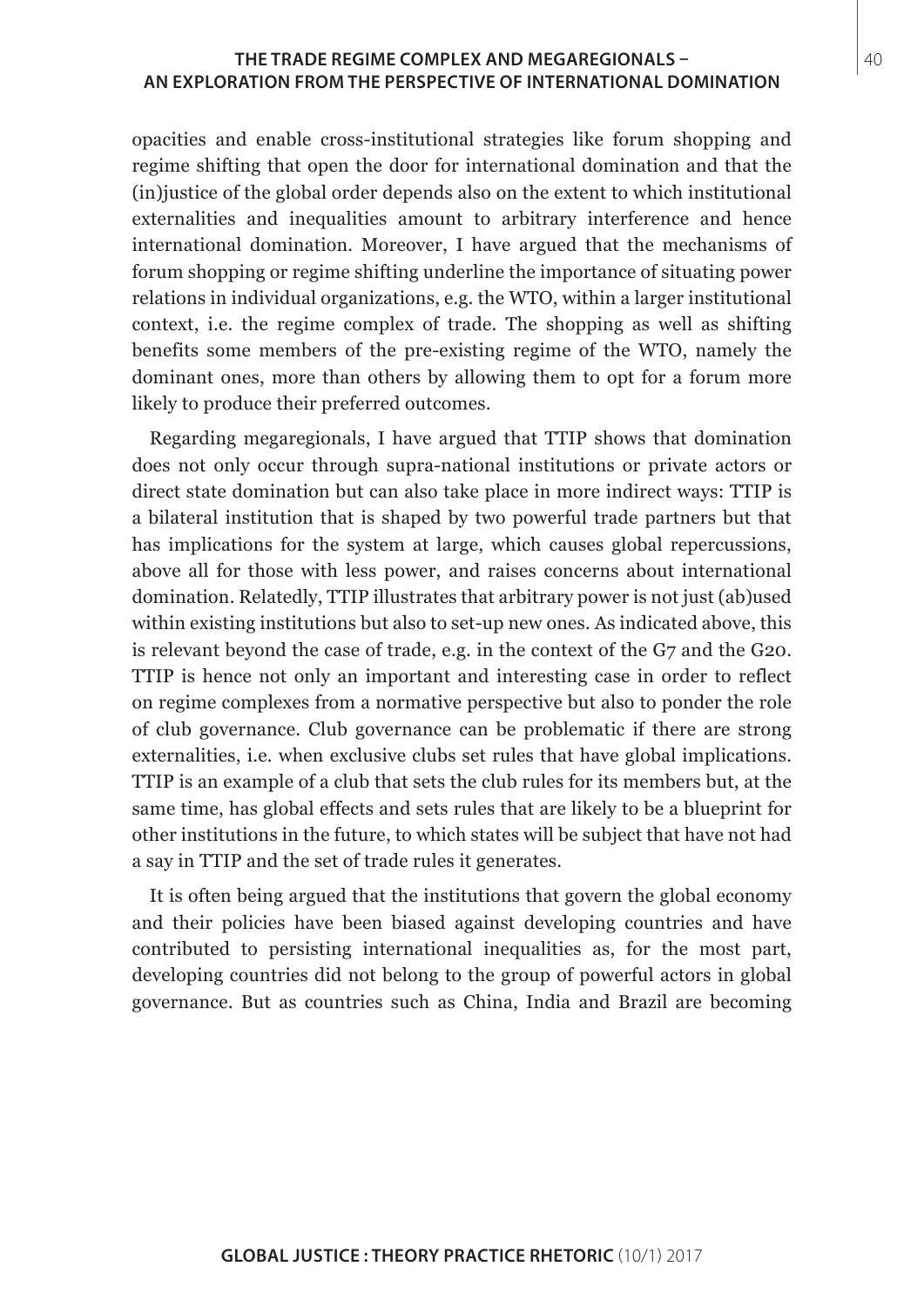opacities and enable cross-institutional strategies like forum shopping and regime shifting that open the door for international domination and that the (in)justice of the global order depends also on the extent to which institutional externalities and inequalities amount to arbitrary interference and hence international domination. Moreover, I have argued that the mechanisms of forum shopping or regime shifting underline the importance of situating power relations in individual organizations, e.g. the WTO, within a larger institutional context, i.e. the regime complex of trade. The shopping as well as shifting benefits some members of the pre-existing regime of the WTO, namely the dominant ones, more than others by allowing them to opt for a forum more likely to produce their preferred outcomes.

Regarding megaregionals, I have argued that TTIP shows that domination does not only occur through supra-national institutions or private actors or direct state domination but can also take place in more indirect ways: TTIP is a bilateral institution that is shaped by two powerful trade partners but that has implications for the system at large, which causes global repercussions, above all for those with less power, and raises concerns about international domination. Relatedly, TTIP illustrates that arbitrary power is not just (ab)used within existing institutions but also to set-up new ones. As indicated above, this is relevant beyond the case of trade, e.g. in the context of the G7 and the G20. TTIP is hence not only an important and interesting case in order to reflect on regime complexes from a normative perspective but also to ponder the role of club governance. Club governance can be problematic if there are strong externalities, i.e. when exclusive clubs set rules that have global implications. TTIP is an example of a club that sets the club rules for its members but, at the same time, has global effects and sets rules that are likely to be a blueprint for other institutions in the future, to which states will be subject that have not had a say in TTIP and the set of trade rules it generates.

It is often being argued that the institutions that govern the global economy and their policies have been biased against developing countries and have contributed to persisting international inequalities as, for the most part, developing countries did not belong to the group of powerful actors in global governance. But as countries such as China, India and Brazil are becoming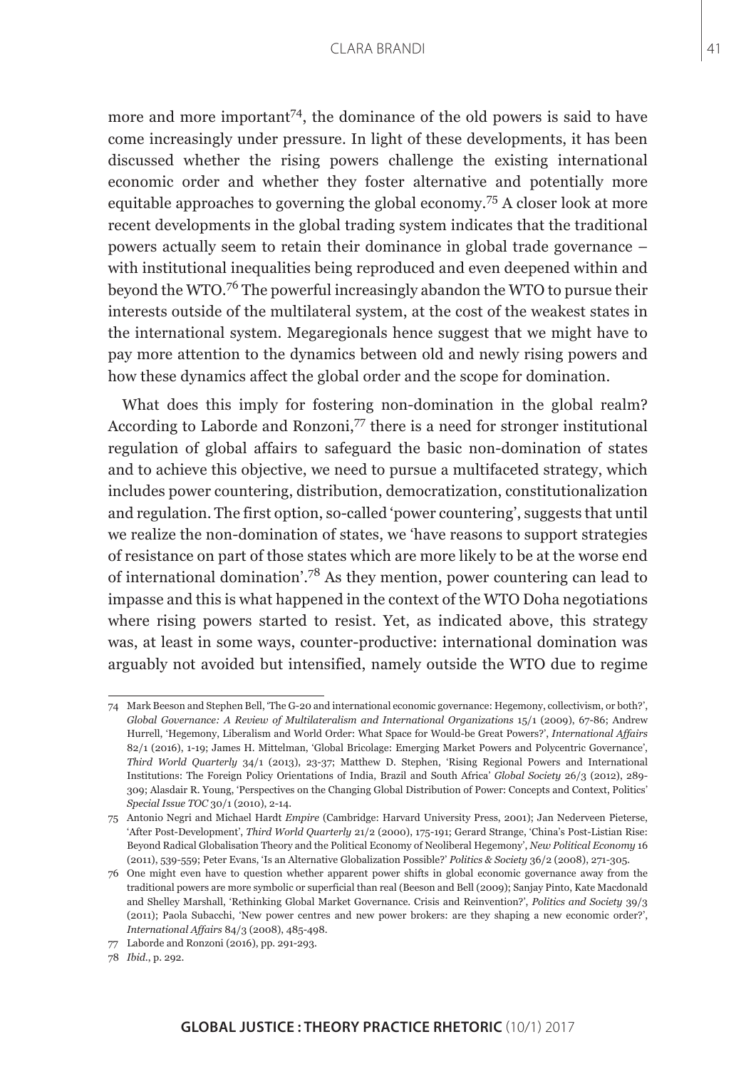more and more important[74], the dominance of the old powers is said to have come increasingly under pressure. In light of these developments, it has been discussed whether the rising powers challenge the existing international economic order and whether they foster alternative and potentially more equitable approaches to governing the global economy.[75] A closer look at more recent developments in the global trading system indicates that the traditional powers actually seem to retain their dominance in global trade governance – with institutional inequalities being reproduced and even deepened within and beyond the WTO.[76] The powerful increasingly abandon the WTO to pursue their interests outside of the multilateral system, at the cost of the weakest states in the international system. Megaregionals hence suggest that we might have to pay more attention to the dynamics between old and newly rising powers and how these dynamics affect the global order and the scope for domination.

What does this imply for fostering non-domination in the global realm? According to Laborde and Ronzoni,[77] there is a need for stronger institutional regulation of global affairs to safeguard the basic non-domination of states and to achieve this objective, we need to pursue a multifaceted strategy, which includes power countering, distribution, democratization, constitutionalization and regulation. The first option, so-called 'power countering', suggests that until we realize the non-domination of states, we 'have reasons to support strategies of resistance on part of those states which are more likely to be at the worse end of international domination'.[78] As they mention, power countering can lead to impasse and this is what happened in the context of the WTO Doha negotiations where rising powers started to resist. Yet, as indicated above, this strategy was, at least in some ways, counter-productive: international domination was arguably not avoided but intensified, namely outside the WTO due to regime

---

74 Mark Beeson and Stephen Bell, 'The G-20 and international economic governance: Hegemony, collectivism, or both?', *Global Governance: A Review of Multilateralism and International Organizations* 15/1 (2009), 67-86; Andrew Hurrell, 'Hegemony, Liberalism and World Order: What Space for Would-be Great Powers?', *International Affairs* 82/1 (2016), 1-19; James H. Mittelman, 'Global Bricolage: Emerging Market Powers and Polycentric Governance', *Third World Quarterly* 34/1 (2013), 23-37; Matthew D. Stephen, 'Rising Regional Powers and International Institutions: The Foreign Policy Orientations of India, Brazil and South Africa' *Global Society* 26/3 (2012), 289-309; Alasdair R. Young, 'Perspectives on the Changing Global Distribution of Power: Concepts and Context, Politics' *Special Issue TOC* 30/1 (2010), 2-14.

75 Antonio Negri and Michael Hardt *Empire* (Cambridge: Harvard University Press, 2001); Jan Nederveen Pieterse, 'After Post-Development', *Third World Quarterly* 21/2 (2000), 175-191; Gerard Strange, 'China's Post-Listian Rise: Beyond Radical Globalisation Theory and the Political Economy of Neoliberal Hegemony', *New Political Economy* 16 (2011), 539-559; Peter Evans, 'Is an Alternative Globalization Possible?' *Politics & Society* 36/2 (2008), 271-305.

76 One might even have to question whether apparent power shifts in global economic governance away from the traditional powers are more symbolic or superficial than real (Beeson and Bell (2009); Sanjay Pinto, Kate Macdonald and Shelley Marshall, 'Rethinking Global Market Governance. Crisis and Reinvention?', *Politics and Society* 39/3 (2011); Paola Subacchi, 'New power centres and new power brokers: are they shaping a new economic order?', *International Affairs* 84/3 (2008), 485-498.

77 Laborde and Ronzoni (2016), pp. 291-293.

78 *Ibid.*, p. 292.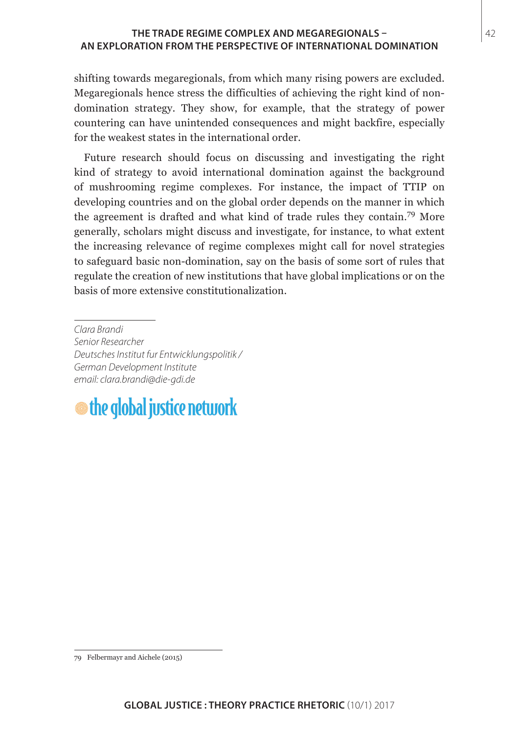shifting towards megaregionals, from which many rising powers are excluded. Megaregionals hence stress the difficulties of achieving the right kind of non-domination strategy. They show, for example, that the strategy of power countering can have unintended consequences and might backfire, especially for the weakest states in the international order.

Future research should focus on discussing and investigating the right kind of strategy to avoid international domination against the background of mushrooming regime complexes. For instance, the impact of TTIP on developing countries and on the global order depends on the manner in which the agreement is drafted and what kind of trade rules they contain.[79] More generally, scholars might discuss and investigate, for instance, to what extent the increasing relevance of regime complexes might call for novel strategies to safeguard basic non-domination, say on the basis of some sort of rules that regulate the creation of new institutions that have global implications or on the basis of more extensive constitutionalization.

---

*Clara Brandi*
*Senior Researcher*
*Deutsches Institut fur Entwicklungspolitik /*
*German Development Institute*
*email: clara.brandi@die-gdi.de*

the global justice network

---

79 Felbermayr and Aichele (2015)